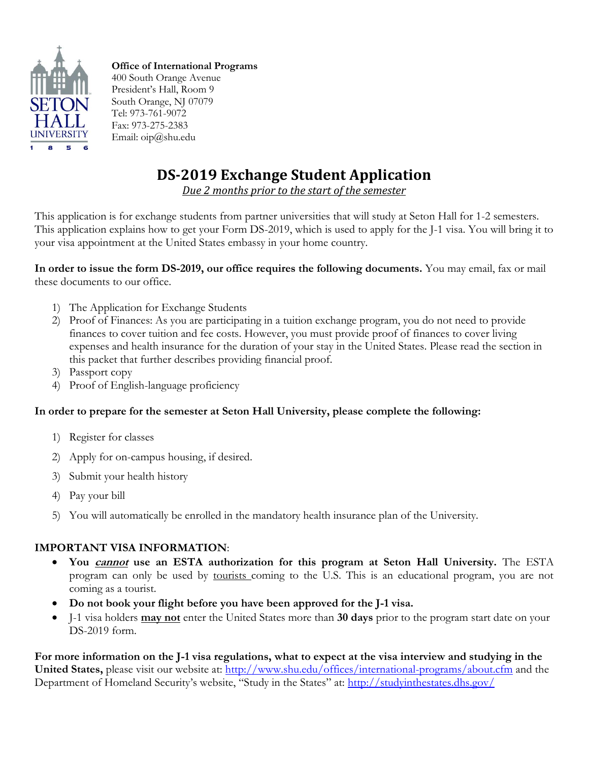**Office of International Programs**
400 South Orange Avenue
President's Hall, Room 9
South Orange, NJ 07079
Tel: 973-761-9072
Fax: 973-275-2383
Email: oip@shu.edu

# DS-2019 Exchange Student Application

*Due 2 months prior to the start of the semester*

This application is for exchange students from partner universities that will study at Seton Hall for 1-2 semesters. This application explains how to get your Form DS-2019, which is used to apply for the J-1 visa. You will bring it to your visa appointment at the United States embassy in your home country.

**In order to issue the form DS-2019, our office requires the following documents.** You may email, fax or mail these documents to our office.

1) The Application for Exchange Students
2) Proof of Finances: As you are participating in a tuition exchange program, you do not need to provide finances to cover tuition and fee costs. However, you must provide proof of finances to cover living expenses and health insurance for the duration of your stay in the United States. Please read the section in this packet that further describes providing financial proof.
3) Passport copy
4) Proof of English-language proficiency

**In order to prepare for the semester at Seton Hall University, please complete the following:**

1) Register for classes
2) Apply for on-campus housing, if desired.
3) Submit your health history
4) Pay your bill
5) You will automatically be enrolled in the mandatory health insurance plan of the University.

**IMPORTANT VISA INFORMATION**:

- **You *cannot* use an ESTA authorization for this program at Seton Hall University.** The ESTA program can only be used by tourists coming to the U.S. This is an educational program, you are not coming as a tourist.
- **Do not book your flight before you have been approved for the J-1 visa.**
- J-1 visa holders **may not** enter the United States more than **30 days** prior to the program start date on your DS-2019 form.

**For more information on the J-1 visa regulations, what to expect at the visa interview and studying in the United States,** please visit our website at: http://www.shu.edu/offices/international-programs/about.cfm and the Department of Homeland Security's website, "Study in the States" at: http://studyinthestates.dhs.gov/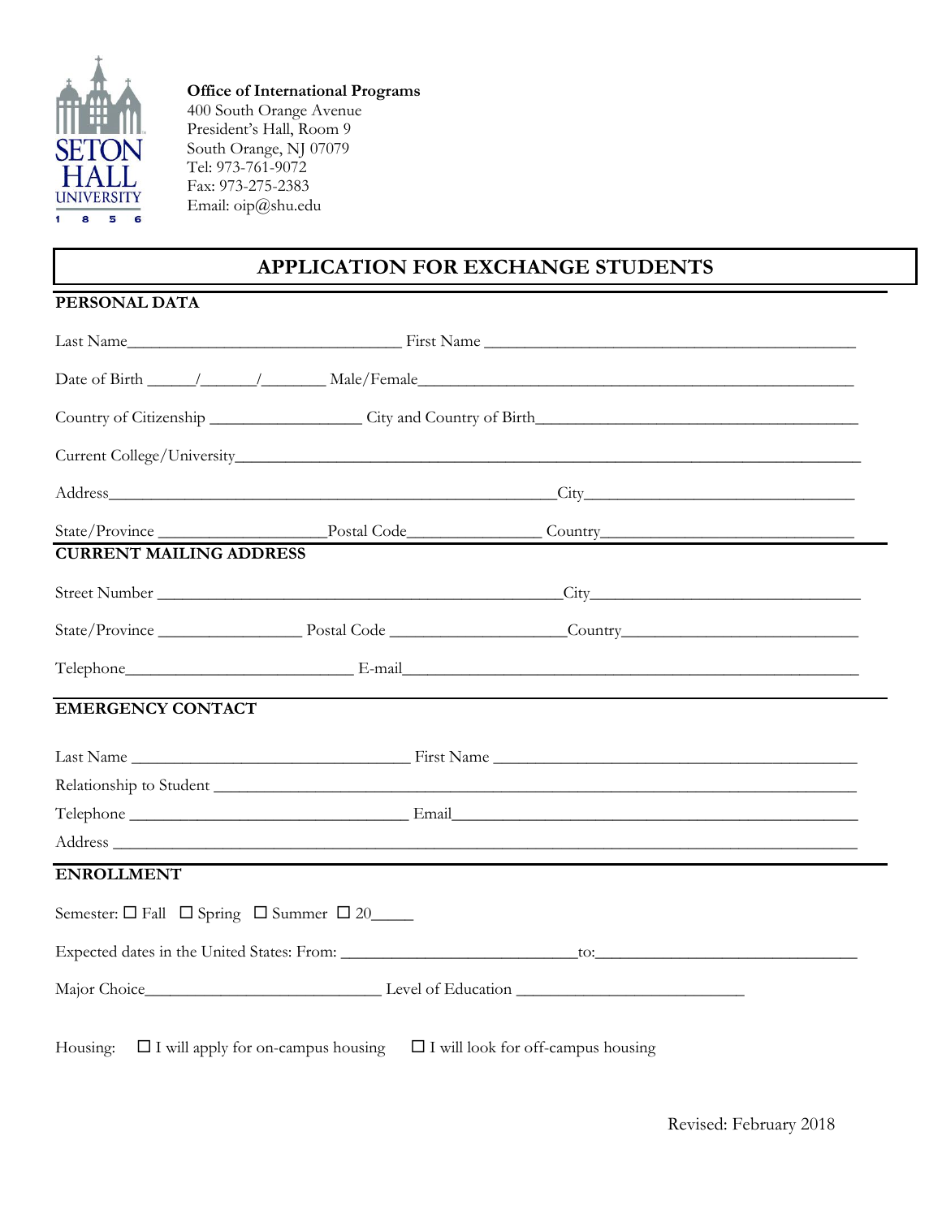**Office of International Programs**
400 South Orange Avenue
President's Hall, Room 9
South Orange, NJ 07079
Tel: 973-761-9072
Fax: 973-275-2383
Email: oip@shu.edu

# APPLICATION FOR EXCHANGE STUDENTS

## PERSONAL DATA

Last Name_________________________________ First Name ____________________________________________

Date of Birth ______/_______/________ Male/Female__________________________________________________

Country of Citizenship __________________ City and Country of Birth______________________________________

Current College/University_________________________________________________________________________

Address_______________________________________________City________________________________

State/Province ____________________Postal Code________________ Country______________________________

## CURRENT MAILING ADDRESS

Street Number _________________________________________________City________________________________

State/Province _________________ Postal Code _____________________Country_____________________________

Telephone____________________________ E-mail______________________________________________________

## EMERGENCY CONTACT

Last Name __________________________________ First Name ____________________________________________

Relationship to Student __________________________________________________________________________

Telephone __________________________________ Email______________________________________________

Address ______________________________________________________________________________________

## ENROLLMENT

Semester: ☐ Fall ☐ Spring ☐ Summer ☐ 20_____

Expected dates in the United States: From: _____________________________to:________________________________

Major Choice____________________________ Level of Education ____________________________

Housing: ☐ I will apply for on-campus housing ☐ I will look for off-campus housing

Revised: February 2018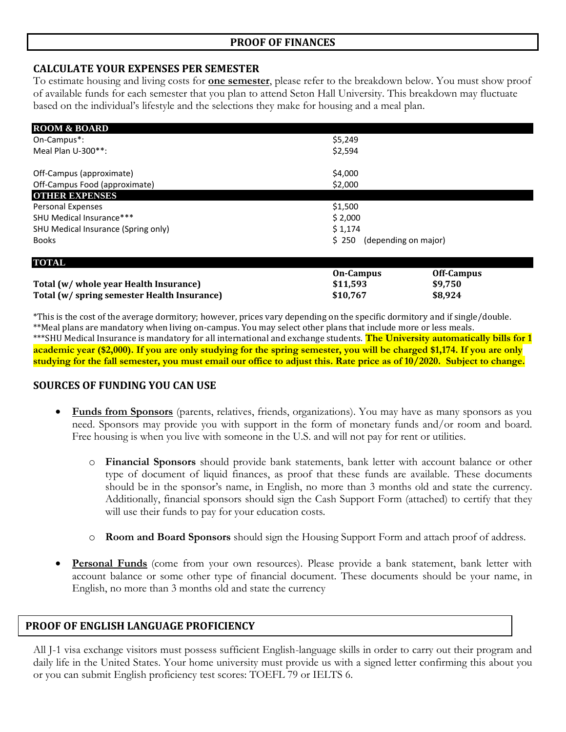## PROOF OF FINANCES

### CALCULATE YOUR EXPENSES PER SEMESTER

To estimate housing and living costs for **one semester**, please refer to the breakdown below. You must show proof of available funds for each semester that you plan to attend Seton Hall University. This breakdown may fluctuate based on the individual's lifestyle and the selections they make for housing and a meal plan.

| **ROOM & BOARD** | | |
|---|---|---|
| On-Campus*: | $5,249 | |
| Meal Plan U-300**: | $2,594 | |
| Off-Campus (approximate) | $4,000 | |
| Off-Campus Food (approximate) | $2,000 | |
| **OTHER EXPENSES** | | |
| Personal Expenses | $1,500 | |
| SHU Medical Insurance*** | $ 2,000 | |
| SHU Medical Insurance (Spring only) | $ 1,174 | |
| Books | $ 250 (depending on major) | |
| **TOTAL** | | |
| | **On-Campus** | **Off-Campus** |
| **Total (w/ whole year Health Insurance)** | **$11,593** | **$9,750** |
| **Total (w/ spring semester Health Insurance)** | **$10,767** | **$8,924** |

*This is the cost of the average dormitory; however, prices vary depending on the specific dormitory and if single/double.
**Meal plans are mandatory when living on-campus. You may select other plans that include more or less meals.
***SHU Medical Insurance is mandatory for all international and exchange students. **The University automatically bills for 1 academic year ($2,000). If you are only studying for the spring semester, you will be charged $1,174. If you are only studying for the fall semester, you must email our office to adjust this. Rate price as of 10/2020. Subject to change.**

### SOURCES OF FUNDING YOU CAN USE

- **Funds from Sponsors** (parents, relatives, friends, organizations). You may have as many sponsors as you need. Sponsors may provide you with support in the form of monetary funds and/or room and board. Free housing is when you live with someone in the U.S. and will not pay for rent or utilities.
  - **Financial Sponsors** should provide bank statements, bank letter with account balance or other type of document of liquid finances, as proof that these funds are available. These documents should be in the sponsor's name, in English, no more than 3 months old and state the currency. Additionally, financial sponsors should sign the Cash Support Form (attached) to certify that they will use their funds to pay for your education costs.
  - **Room and Board Sponsors** should sign the Housing Support Form and attach proof of address.
- **Personal Funds** (come from your own resources). Please provide a bank statement, bank letter with account balance or some other type of financial document. These documents should be your name, in English, no more than 3 months old and state the currency

## PROOF OF ENGLISH LANGUAGE PROFICIENCY

All J-1 visa exchange visitors must possess sufficient English-language skills in order to carry out their program and daily life in the United States. Your home university must provide us with a signed letter confirming this about you or you can submit English proficiency test scores: TOEFL 79 or IELTS 6.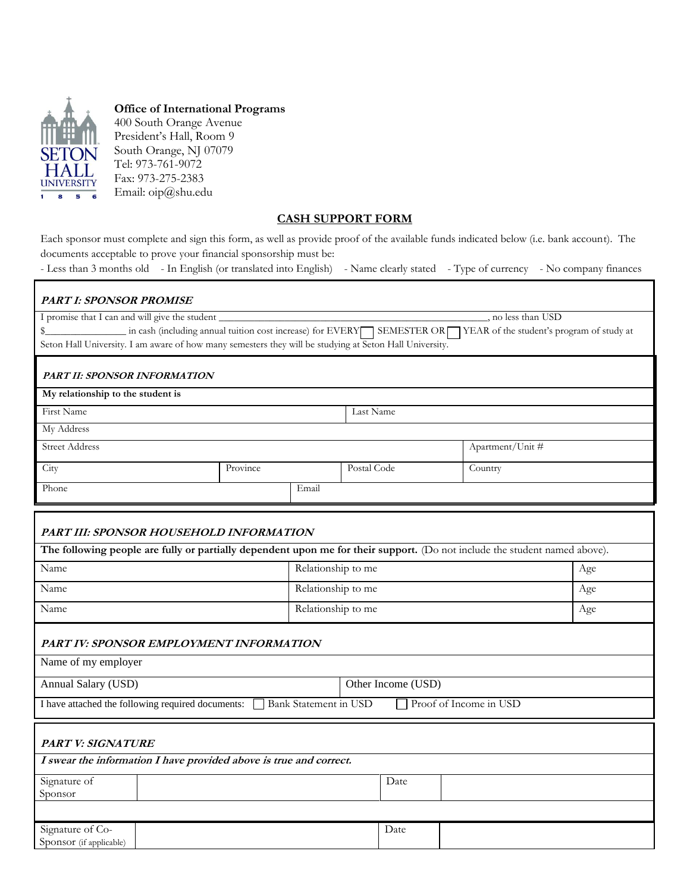**Office of International Programs**
400 South Orange Avenue
President's Hall, Room 9
South Orange, NJ 07079
Tel: 973-761-9072
Fax: 973-275-2383
Email: oip@shu.edu

## CASH SUPPORT FORM

Each sponsor must complete and sign this form, as well as provide proof of the available funds indicated below (i.e. bank account). The documents acceptable to prove your financial sponsorship must be:
- Less than 3 months old - In English (or translated into English) - Name clearly stated - Type of currency - No company finances

### *PART I: SPONSOR PROMISE*

I promise that I can and will give the student ______________________________________________, no less than USD $______________ in cash (including annual tuition cost increase) for EVERY ☐ SEMESTER OR ☐ YEAR of the student's program of study at Seton Hall University. I am aware of how many semesters they will be studying at Seton Hall University.

### *PART II: SPONSOR INFORMATION*

| **My relationship to the student is** | | | |
|---|---|---|---|
| First Name | | Last Name | |
| My Address | | | |
| Street Address | | | Apartment/Unit # |
| City | Province | Postal Code | Country |
| Phone | Email | | |

### *PART III: SPONSOR HOUSEHOLD INFORMATION*

**The following people are fully or partially dependent upon me for their support.** (Do not include the student named above).

| Name | Relationship to me | Age |
|---|---|---|
| Name | Relationship to me | Age |
| Name | Relationship to me | Age |

### *PART IV: SPONSOR EMPLOYMENT INFORMATION*

| Name of my employer | |
|---|---|
| Annual Salary (USD) | Other Income (USD) |

I have attached the following required documents: ☐ Bank Statement in USD ☐ Proof of Income in USD

### *PART V: SIGNATURE*

***I swear the information I have provided above is true and correct.***

| Signature of Sponsor | | Date | |
|---|---|---|---|
| Signature of Co-Sponsor (if applicable) | | Date | |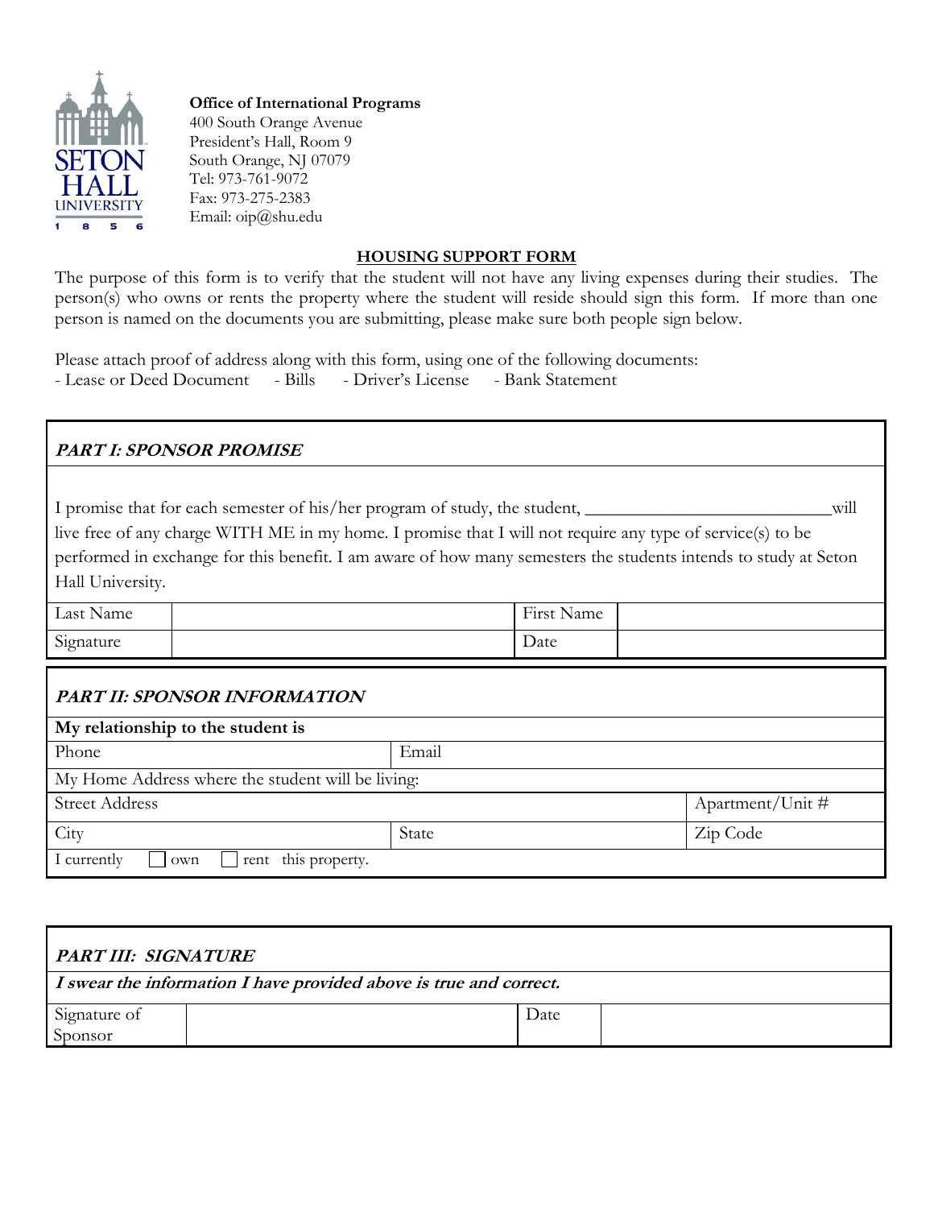**Office of International Programs**
400 South Orange Avenue
President's Hall, Room 9
South Orange, NJ 07079
Tel: 973-761-9072
Fax: 973-275-2383
Email: oip@shu.edu

## HOUSING SUPPORT FORM

The purpose of this form is to verify that the student will not have any living expenses during their studies. The person(s) who owns or rents the property where the student will reside should sign this form. If more than one person is named on the documents you are submitting, please make sure both people sign below.

Please attach proof of address along with this form, using one of the following documents:
- Lease or Deed Document - Bills - Driver's License - Bank Statement

### *PART I: SPONSOR PROMISE*

I promise that for each semester of his/her program of study, the student, ___________________________ will live free of any charge WITH ME in my home. I promise that I will not require any type of service(s) to be performed in exchange for this benefit. I am aware of how many semesters the students intends to study at Seton Hall University.

| | | | |
|---|---|---|---|
| Last Name | | First Name | |
| Signature | | Date | |

### *PART II: SPONSOR INFORMATION*

| | | |
|---|---|---|
| **My relationship to the student is** | | |
| Phone | Email | |
| My Home Address where the student will be living: | | |
| Street Address | | Apartment/Unit # |
| City | State | Zip Code |
| I currently ☐ own ☐ rent this property. | | |

### *PART III: SIGNATURE*

***I swear the information I have provided above is true and correct.***

| | | | |
|---|---|---|---|
| Signature of Sponsor | | Date | |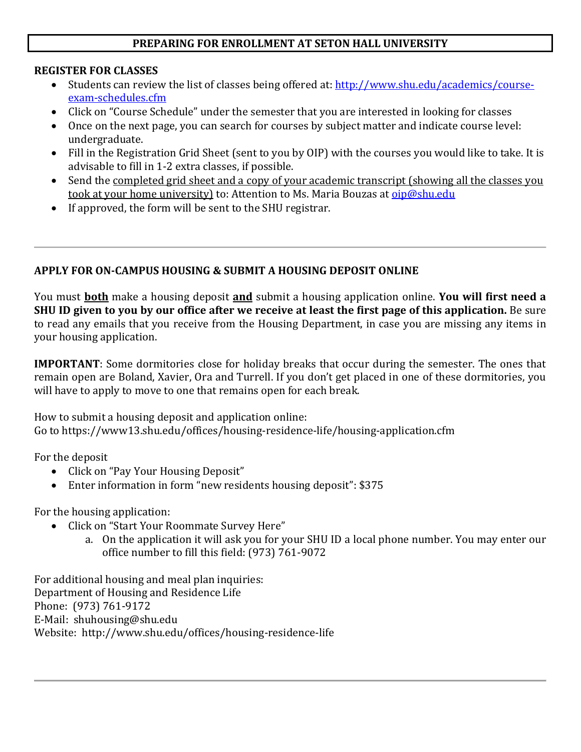# PREPARING FOR ENROLLMENT AT SETON HALL UNIVERSITY

**REGISTER FOR CLASSES**

- Students can review the list of classes being offered at: http://www.shu.edu/academics/course-exam-schedules.cfm
- Click on "Course Schedule" under the semester that you are interested in looking for classes
- Once on the next page, you can search for courses by subject matter and indicate course level: undergraduate.
- Fill in the Registration Grid Sheet (sent to you by OIP) with the courses you would like to take. It is advisable to fill in 1-2 extra classes, if possible.
- Send the completed grid sheet and a copy of your academic transcript (showing all the classes you took at your home university) to: Attention to Ms. Maria Bouzas at oip@shu.edu
- If approved, the form will be sent to the SHU registrar.

---

**APPLY FOR ON-CAMPUS HOUSING & SUBMIT A HOUSING DEPOSIT ONLINE**

You must **both** make a housing deposit **and** submit a housing application online. **You will first need a SHU ID given to you by our office after we receive at least the first page of this application.** Be sure to read any emails that you receive from the Housing Department, in case you are missing any items in your housing application.

**IMPORTANT**: Some dormitories close for holiday breaks that occur during the semester. The ones that remain open are Boland, Xavier, Ora and Turrell. If you don't get placed in one of these dormitories, you will have to apply to move to one that remains open for each break.

How to submit a housing deposit and application online:
Go to https://www13.shu.edu/offices/housing-residence-life/housing-application.cfm

For the deposit

- Click on "Pay Your Housing Deposit"
- Enter information in form "new residents housing deposit": $375

For the housing application:

- Click on "Start Your Roommate Survey Here"
  a. On the application it will ask you for your SHU ID a local phone number. You may enter our office number to fill this field: (973) 761-9072

For additional housing and meal plan inquiries:
Department of Housing and Residence Life
Phone: (973) 761-9172
E-Mail: shuhousing@shu.edu
Website: http://www.shu.edu/offices/housing-residence-life

---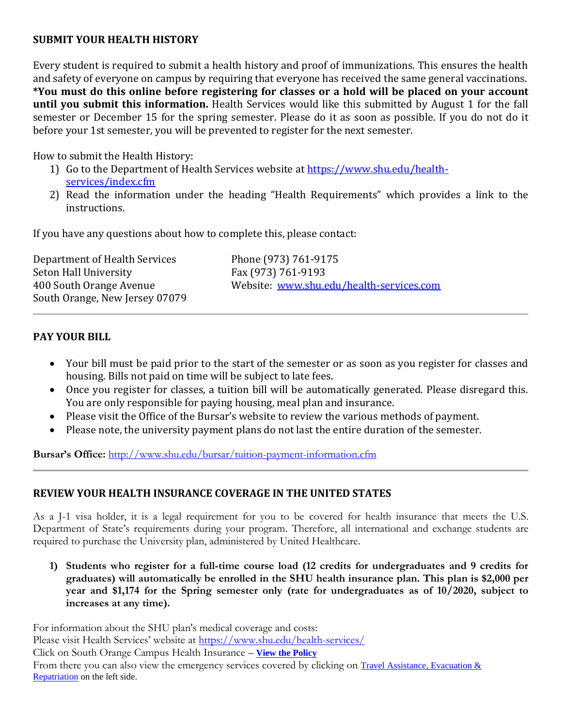## SUBMIT YOUR HEALTH HISTORY

Every student is required to submit a health history and proof of immunizations. This ensures the health and safety of everyone on campus by requiring that everyone has received the same general vaccinations. **\*You must do this online before registering for classes or a hold will be placed on your account until you submit this information.** Health Services would like this submitted by August 1 for the fall semester or December 15 for the spring semester. Please do it as soon as possible. If you do not do it before your 1st semester, you will be prevented to register for the next semester.

How to submit the Health History:

1) Go to the Department of Health Services website at https://www.shu.edu/health-services/index.cfm
2) Read the information under the heading "Health Requirements" which provides a link to the instructions.

If you have any questions about how to complete this, please contact:

Department of Health Services
Seton Hall University
400 South Orange Avenue
South Orange, New Jersey 07079

Phone (973) 761-9175
Fax (973) 761-9193
Website: www.shu.edu/health-services.com

---

## PAY YOUR BILL

- Your bill must be paid prior to the start of the semester or as soon as you register for classes and housing. Bills not paid on time will be subject to late fees.
- Once you register for classes, a tuition bill will be automatically generated. Please disregard this. You are only responsible for paying housing, meal plan and insurance.
- Please visit the Office of the Bursar's website to review the various methods of payment.
- Please note, the university payment plans do not last the entire duration of the semester.

**Bursar's Office:** http://www.shu.edu/bursar/tuition-payment-information.cfm

---

## REVIEW YOUR HEALTH INSURANCE COVERAGE IN THE UNITED STATES

As a J-1 visa holder, it is a legal requirement for you to be covered for health insurance that meets the U.S. Department of State's requirements during your program. Therefore, all international and exchange students are required to purchase the University plan, administered by United Healthcare.

1) **Students who register for a full-time course load (12 credits for undergraduates and 9 credits for graduates) will automatically be enrolled in the SHU health insurance plan. This plan is $2,000 per year and $1,174 for the Spring semester only (rate for undergraduates as of 10/2020, subject to increases at any time).**

For information about the SHU plan's medical coverage and costs:
Please visit Health Services' website at https://www.shu.edu/health-services/
Click on South Orange Campus Health Insurance – **View the Policy**
From there you can also view the emergency services covered by clicking on Travel Assistance, Evacuation & Repatriation on the left side.